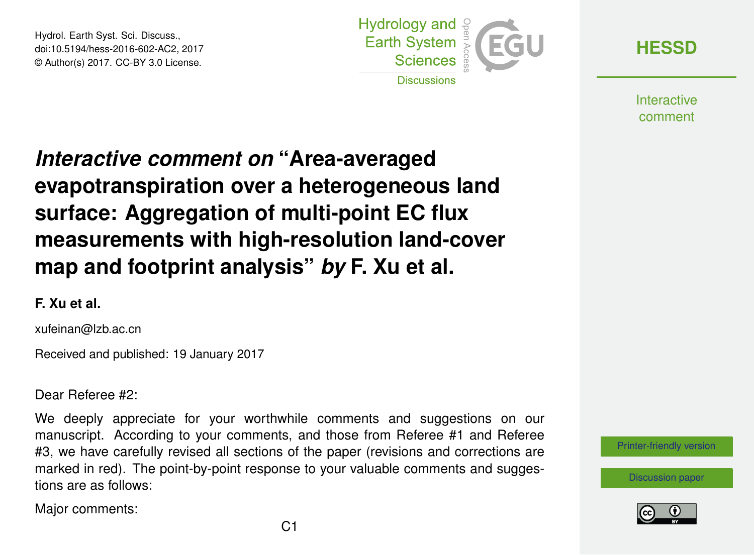# *Interactive comment on* "Area-averaged evapotranspiration over a heterogeneous land surface: Aggregation of multi-point EC flux measurements with high-resolution land-cover map and footprint analysis" *by* F. Xu et al.

**F. Xu et al.**

xufeinan@lzb.ac.cn

Received and published: 19 January 2017

Dear Referee #2:

We deeply appreciate for your worthwhile comments and suggestions on our manuscript. According to your comments, and those from Referee #1 and Referee #3, we have carefully revised all sections of the paper (revisions and corrections are marked in red). The point-by-point response to your valuable comments and suggestions are as follows:

Major comments: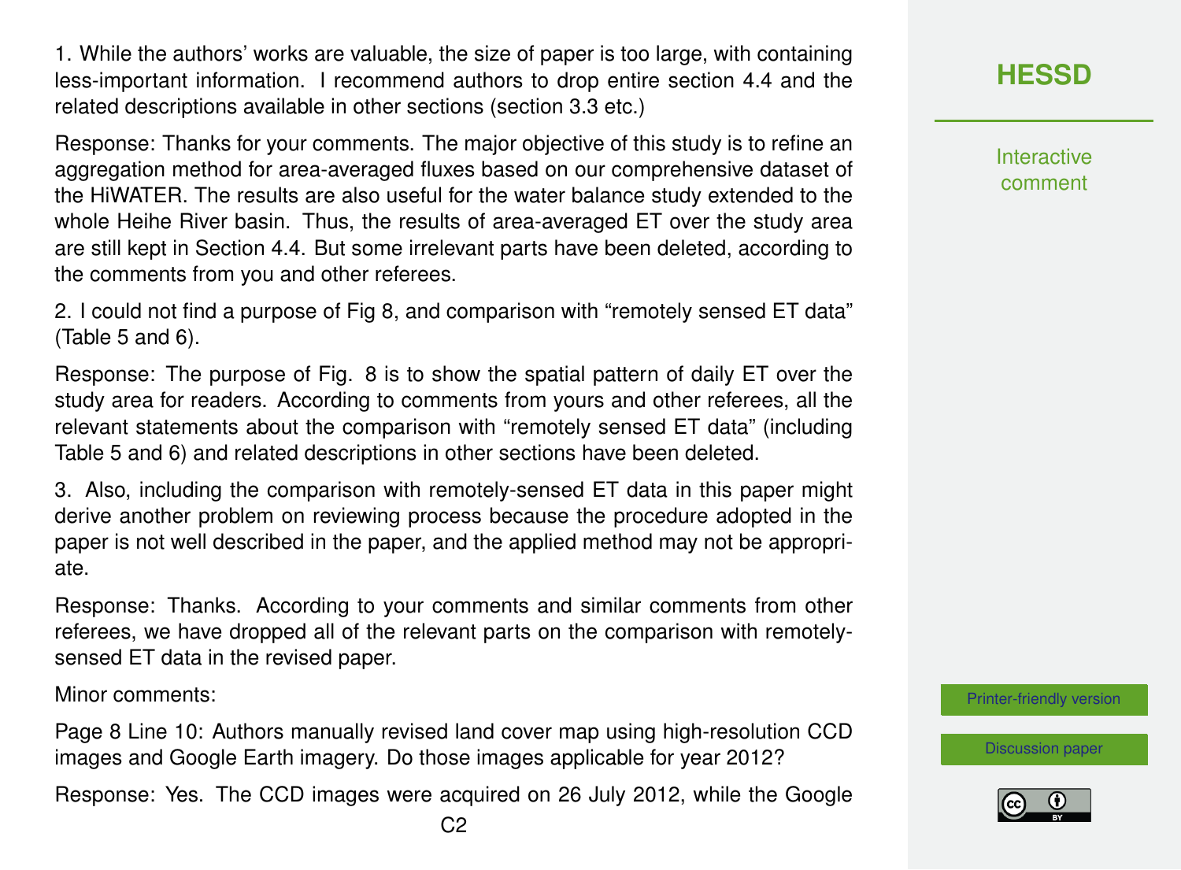1. While the authors' works are valuable, the size of paper is too large, with containing less-important information. I recommend authors to drop entire section 4.4 and the related descriptions available in other sections (section 3.3 etc.)

Response: Thanks for your comments. The major objective of this study is to refine an aggregation method for area-averaged fluxes based on our comprehensive dataset of the HiWATER. The results are also useful for the water balance study extended to the whole Heihe River basin. Thus, the results of area-averaged ET over the study area are still kept in Section 4.4. But some irrelevant parts have been deleted, according to the comments from you and other referees.

2. I could not find a purpose of Fig 8, and comparison with "remotely sensed ET data" (Table 5 and 6).

Response: The purpose of Fig. 8 is to show the spatial pattern of daily ET over the study area for readers. According to comments from yours and other referees, all the relevant statements about the comparison with "remotely sensed ET data" (including Table 5 and 6) and related descriptions in other sections have been deleted.

3. Also, including the comparison with remotely-sensed ET data in this paper might derive another problem on reviewing process because the procedure adopted in the paper is not well described in the paper, and the applied method may not be appropriate.

Response: Thanks. According to your comments and similar comments from other referees, we have dropped all of the relevant parts on the comparison with remotely-sensed ET data in the revised paper.

Minor comments:

Page 8 Line 10: Authors manually revised land cover map using high-resolution CCD images and Google Earth imagery. Do those images applicable for year 2012?

Response: Yes. The CCD images were acquired on 26 July 2012, while the Google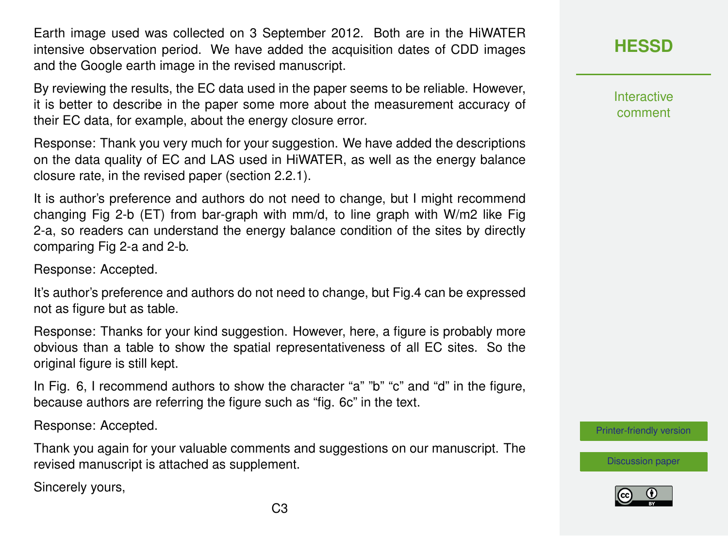Earth image used was collected on 3 September 2012. Both are in the HiWATER intensive observation period. We have added the acquisition dates of CDD images and the Google earth image in the revised manuscript.

By reviewing the results, the EC data used in the paper seems to be reliable. However, it is better to describe in the paper some more about the measurement accuracy of their EC data, for example, about the energy closure error.

Response: Thank you very much for your suggestion. We have added the descriptions on the data quality of EC and LAS used in HiWATER, as well as the energy balance closure rate, in the revised paper (section 2.2.1).

It is author's preference and authors do not need to change, but I might recommend changing Fig 2-b (ET) from bar-graph with mm/d, to line graph with W/m2 like Fig 2-a, so readers can understand the energy balance condition of the sites by directly comparing Fig 2-a and 2-b.

Response: Accepted.

It's author's preference and authors do not need to change, but Fig.4 can be expressed not as figure but as table.

Response: Thanks for your kind suggestion. However, here, a figure is probably more obvious than a table to show the spatial representativeness of all EC sites. So the original figure is still kept.

In Fig. 6, I recommend authors to show the character "a" "b" "c" and "d" in the figure, because authors are referring the figure such as "fig. 6c" in the text.

Response: Accepted.

Thank you again for your valuable comments and suggestions on our manuscript. The revised manuscript is attached as supplement.

Sincerely yours,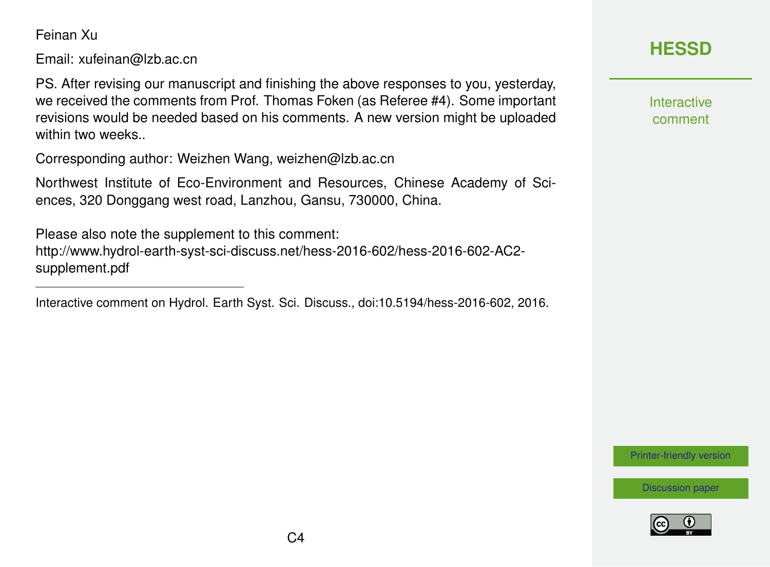Feinan Xu

Email: xufeinan@lzb.ac.cn

PS. After revising our manuscript and finishing the above responses to you, yesterday, we received the comments from Prof. Thomas Foken (as Referee #4). Some important revisions would be needed based on his comments. A new version might be uploaded within two weeks..

Corresponding author: Weizhen Wang, weizhen@lzb.ac.cn

Northwest Institute of Eco-Environment and Resources, Chinese Academy of Sciences, 320 Donggang west road, Lanzhou, Gansu, 730000, China.

Please also note the supplement to this comment:
http://www.hydrol-earth-syst-sci-discuss.net/hess-2016-602/hess-2016-602-AC2-supplement.pdf

---

Interactive comment on Hydrol. Earth Syst. Sci. Discuss., doi:10.5194/hess-2016-602, 2016.